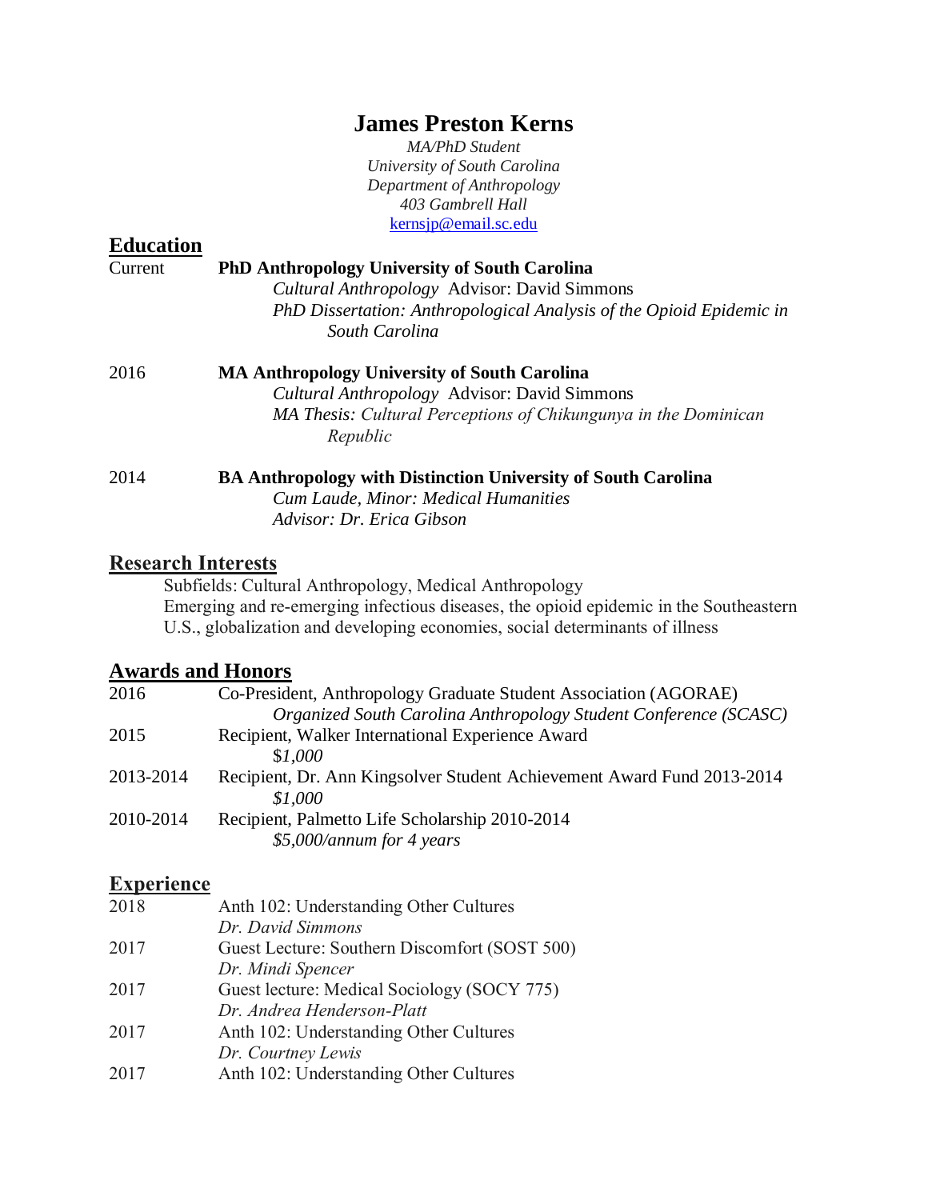# James Preston Kerns

*MA/PhD Student*
*University of South Carolina*
*Department of Anthropology*
*403 Gambrell Hall*
[kernsjp@email.sc.edu](mailto:kernsjp@email.sc.edu)

## Education

Current **PhD Anthropology University of South Carolina**
*Cultural Anthropology* Advisor: David Simmons
*PhD Dissertation: Anthropological Analysis of the Opioid Epidemic in South Carolina*

2016 **MA Anthropology University of South Carolina**
*Cultural Anthropology* Advisor: David Simmons
*MA Thesis: Cultural Perceptions of Chikungunya in the Dominican Republic*

2014 **BA Anthropology with Distinction University of South Carolina**
*Cum Laude, Minor: Medical Humanities*
*Advisor: Dr. Erica Gibson*

## Research Interests

Subfields: Cultural Anthropology, Medical Anthropology
Emerging and re-emerging infectious diseases, the opioid epidemic in the Southeastern U.S., globalization and developing economies, social determinants of illness

## Awards and Honors

2016 Co-President, Anthropology Graduate Student Association (AGORAE)
*Organized South Carolina Anthropology Student Conference (SCASC)*

2015 Recipient, Walker International Experience Award
$*1,000*

2013-2014 Recipient, Dr. Ann Kingsolver Student Achievement Award Fund 2013-2014
*$1,000*

2010-2014 Recipient, Palmetto Life Scholarship 2010-2014
*$5,000/annum for 4 years*

## Experience

2018 Anth 102: Understanding Other Cultures
*Dr. David Simmons*

2017 Guest Lecture: Southern Discomfort (SOST 500)
*Dr. Mindi Spencer*

2017 Guest lecture: Medical Sociology (SOCY 775)
*Dr. Andrea Henderson-Platt*

2017 Anth 102: Understanding Other Cultures
*Dr. Courtney Lewis*

2017 Anth 102: Understanding Other Cultures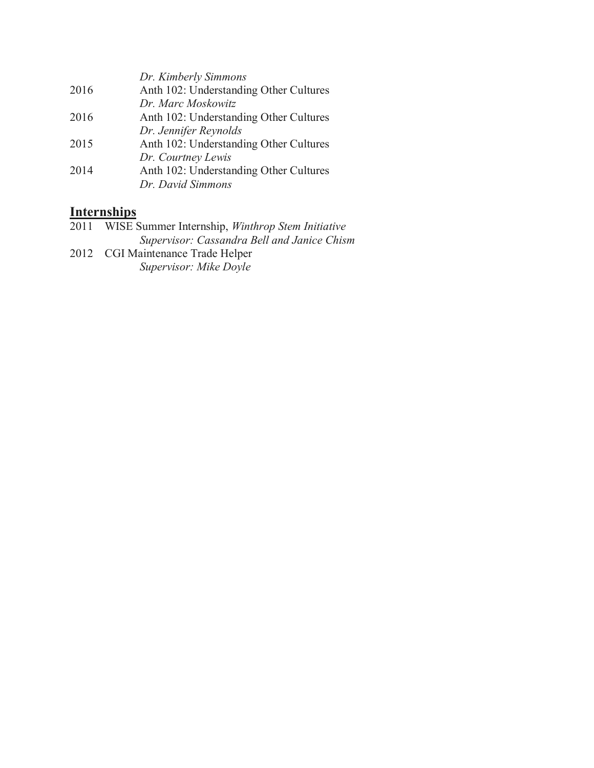*Dr. Kimberly Simmons*

2016 Anth 102: Understanding Other Cultures
*Dr. Marc Moskowitz*

2016 Anth 102: Understanding Other Cultures
*Dr. Jennifer Reynolds*

2015 Anth 102: Understanding Other Cultures
*Dr. Courtney Lewis*

2014 Anth 102: Understanding Other Cultures
*Dr. David Simmons*

## Internships

2011 WISE Summer Internship, *Winthrop Stem Initiative*
*Supervisor: Cassandra Bell and Janice Chism*

2012 CGI Maintenance Trade Helper
*Supervisor: Mike Doyle*